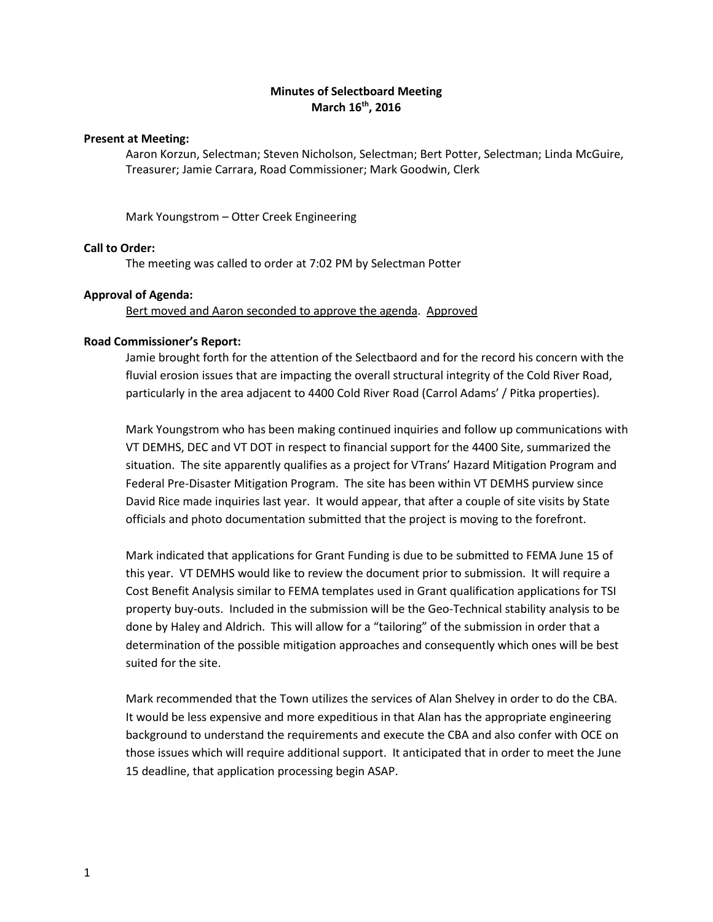**Minutes of Selectboard Meeting**
**March 16th, 2016**

**Present at Meeting:**

Aaron Korzun, Selectman; Steven Nicholson, Selectman; Bert Potter, Selectman; Linda McGuire, Treasurer; Jamie Carrara, Road Commissioner; Mark Goodwin, Clerk

Mark Youngstrom – Otter Creek Engineering

**Call to Order:**

The meeting was called to order at 7:02 PM by Selectman Potter

**Approval of Agenda:**

Bert moved and Aaron seconded to approve the agenda. Approved

**Road Commissioner's Report:**

Jamie brought forth for the attention of the Selectbaord and for the record his concern with the fluvial erosion issues that are impacting the overall structural integrity of the Cold River Road, particularly in the area adjacent to 4400 Cold River Road (Carrol Adams' / Pitka properties).

Mark Youngstrom who has been making continued inquiries and follow up communications with VT DEMHS, DEC and VT DOT in respect to financial support for the 4400 Site, summarized the situation. The site apparently qualifies as a project for VTrans' Hazard Mitigation Program and Federal Pre-Disaster Mitigation Program. The site has been within VT DEMHS purview since David Rice made inquiries last year. It would appear, that after a couple of site visits by State officials and photo documentation submitted that the project is moving to the forefront.

Mark indicated that applications for Grant Funding is due to be submitted to FEMA June 15 of this year. VT DEMHS would like to review the document prior to submission. It will require a Cost Benefit Analysis similar to FEMA templates used in Grant qualification applications for TSI property buy-outs. Included in the submission will be the Geo-Technical stability analysis to be done by Haley and Aldrich. This will allow for a "tailoring" of the submission in order that a determination of the possible mitigation approaches and consequently which ones will be best suited for the site.

Mark recommended that the Town utilizes the services of Alan Shelvey in order to do the CBA. It would be less expensive and more expeditious in that Alan has the appropriate engineering background to understand the requirements and execute the CBA and also confer with OCE on those issues which will require additional support. It anticipated that in order to meet the June 15 deadline, that application processing begin ASAP.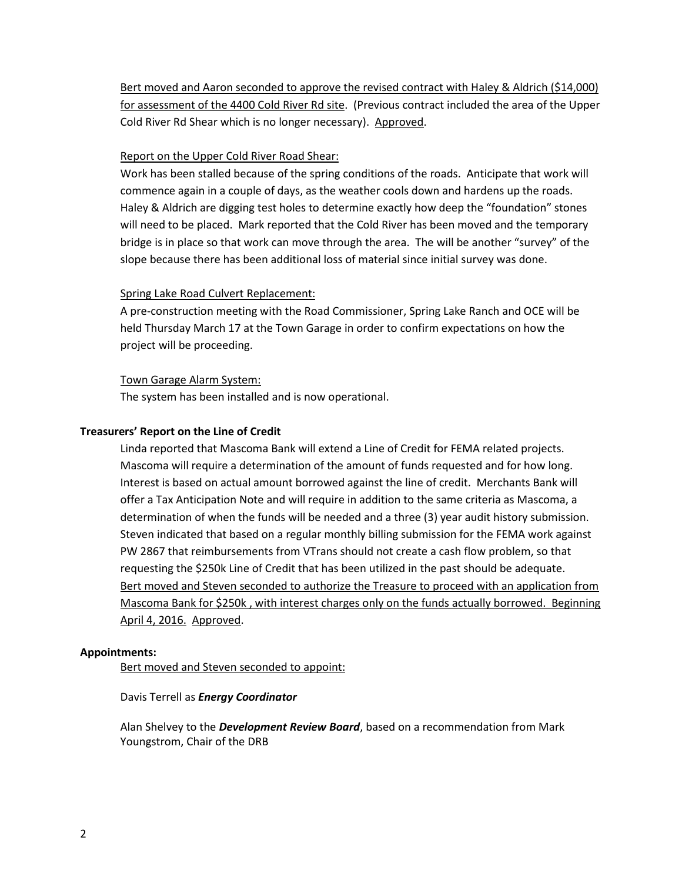<u>Bert moved and Aaron seconded to approve the revised contract with Haley & Aldrich ($14,000) for assessment of the 4400 Cold River Rd site</u>. (Previous contract included the area of the Upper Cold River Rd Shear which is no longer necessary). <u>Approved</u>.

<u>Report on the Upper Cold River Road Shear:</u>

Work has been stalled because of the spring conditions of the roads. Anticipate that work will commence again in a couple of days, as the weather cools down and hardens up the roads. Haley & Aldrich are digging test holes to determine exactly how deep the "foundation" stones will need to be placed. Mark reported that the Cold River has been moved and the temporary bridge is in place so that work can move through the area. The will be another "survey" of the slope because there has been additional loss of material since initial survey was done.

<u>Spring Lake Road Culvert Replacement:</u>

A pre-construction meeting with the Road Commissioner, Spring Lake Ranch and OCE will be held Thursday March 17 at the Town Garage in order to confirm expectations on how the project will be proceeding.

<u>Town Garage Alarm System:</u>

The system has been installed and is now operational.

**Treasurers' Report on the Line of Credit**

Linda reported that Mascoma Bank will extend a Line of Credit for FEMA related projects. Mascoma will require a determination of the amount of funds requested and for how long. Interest is based on actual amount borrowed against the line of credit. Merchants Bank will offer a Tax Anticipation Note and will require in addition to the same criteria as Mascoma, a determination of when the funds will be needed and a three (3) year audit history submission. Steven indicated that based on a regular monthly billing submission for the FEMA work against PW 2867 that reimbursements from VTrans should not create a cash flow problem, so that requesting the $250k Line of Credit that has been utilized in the past should be adequate. <u>Bert moved and Steven seconded to authorize the Treasure to proceed with an application from Mascoma Bank for $250k , with interest charges only on the funds actually borrowed. Beginning April 4, 2016.</u> <u>Approved</u>.

**Appointments:**

<u>Bert moved and Steven seconded to appoint:</u>

Davis Terrell as ***Energy Coordinator***

Alan Shelvey to the ***Development Review Board***, based on a recommendation from Mark Youngstrom, Chair of the DRB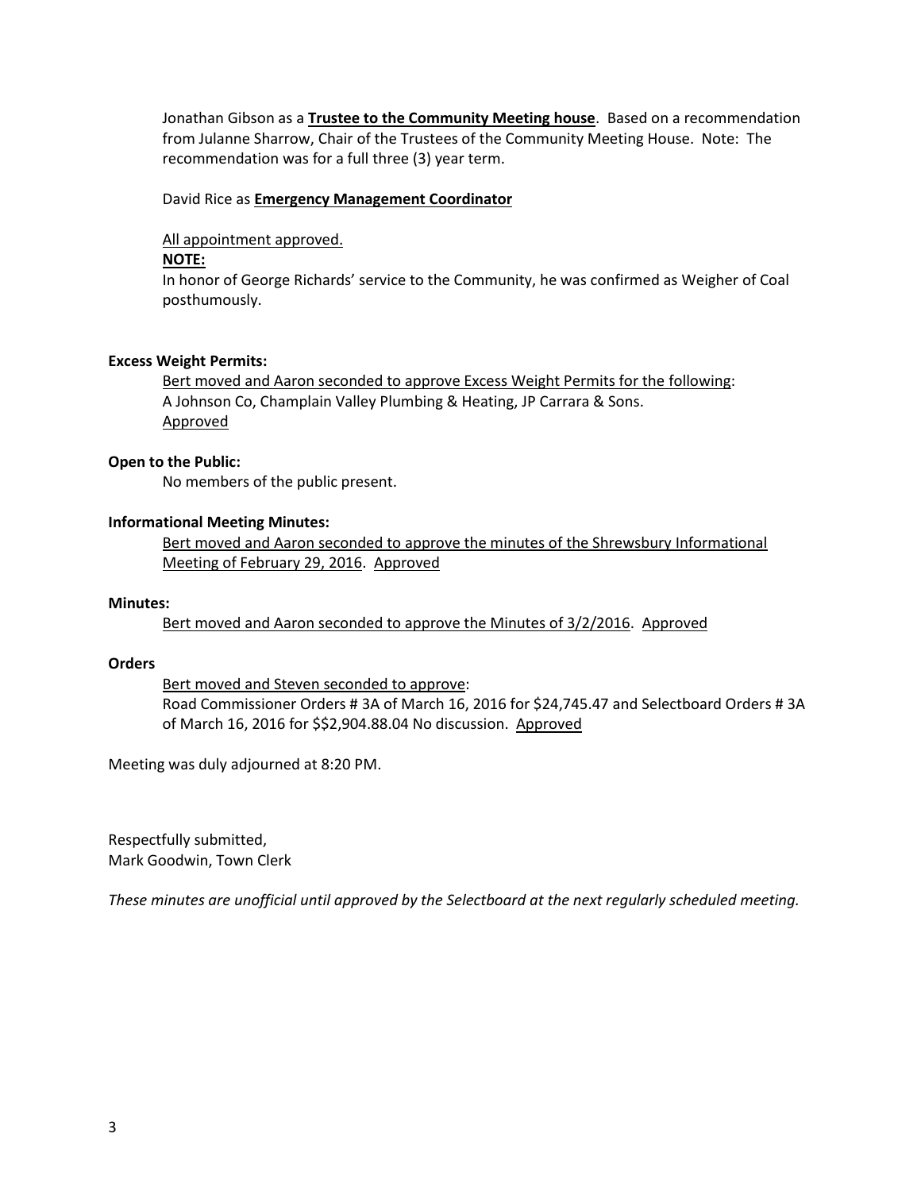Jonathan Gibson as a **Trustee to the Community Meeting house**. Based on a recommendation from Julanne Sharrow, Chair of the Trustees of the Community Meeting House. Note: The recommendation was for a full three (3) year term.

David Rice as **Emergency Management Coordinator**

All appointment approved.

**NOTE:**

In honor of George Richards' service to the Community, he was confirmed as Weigher of Coal posthumously.

**Excess Weight Permits:**

Bert moved and Aaron seconded to approve Excess Weight Permits for the following: A Johnson Co, Champlain Valley Plumbing & Heating, JP Carrara & Sons.
Approved

**Open to the Public:**

No members of the public present.

**Informational Meeting Minutes:**

Bert moved and Aaron seconded to approve the minutes of the Shrewsbury Informational Meeting of February 29, 2016. Approved

**Minutes:**

Bert moved and Aaron seconded to approve the Minutes of 3/2/2016. Approved

**Orders**

Bert moved and Steven seconded to approve:
Road Commissioner Orders # 3A of March 16, 2016 for $24,745.47 and Selectboard Orders # 3A of March 16, 2016 for $$2,904.88.04 No discussion. Approved

Meeting was duly adjourned at 8:20 PM.

Respectfully submitted,
Mark Goodwin, Town Clerk

*These minutes are unofficial until approved by the Selectboard at the next regularly scheduled meeting.*